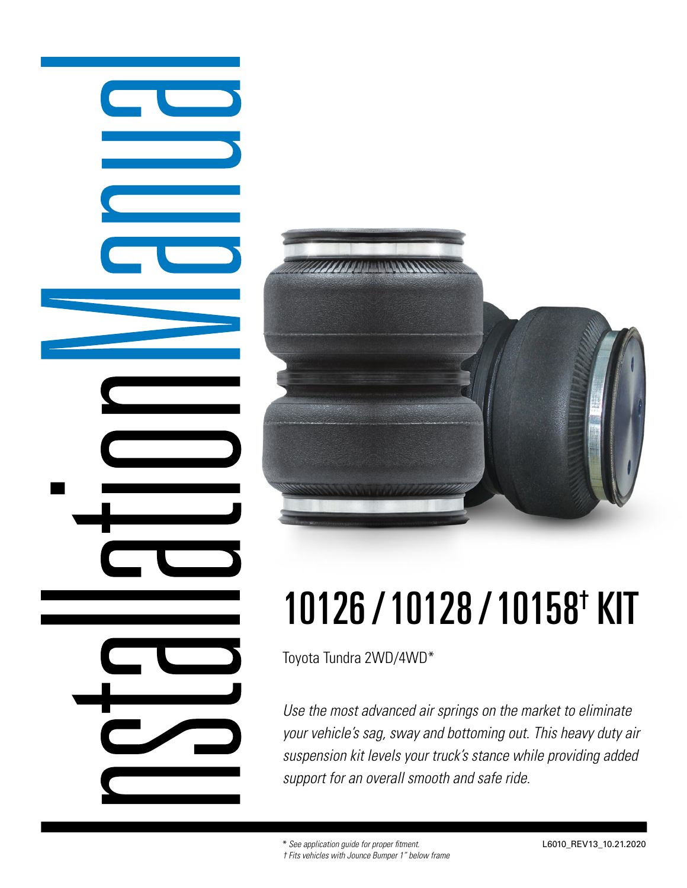# Installation Manual

# 10126 / 10128 / 10158† KIT

Toyota Tundra 2WD/4WD*

*Use the most advanced air springs on the market to eliminate your vehicle's sag, sway and bottoming out. This heavy duty air suspension kit levels your truck's stance while providing added support for an overall smooth and safe ride.*

\* *See application guide for proper fitment.*
† *Fits vehicles with Jounce Bumper 1" below frame*

L6010_REV13_10.21.2020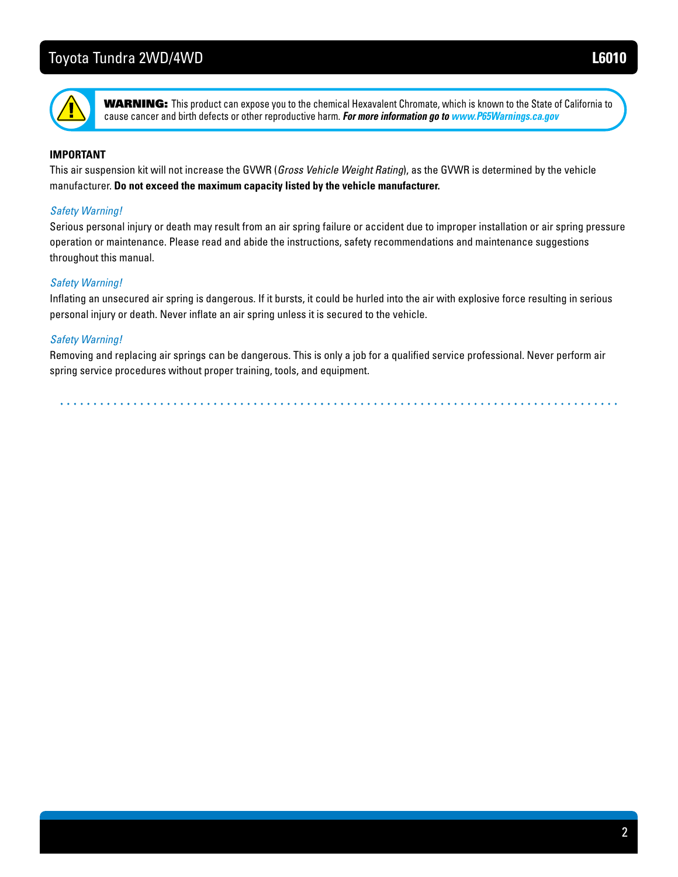**WARNING:** This product can expose you to the chemical Hexavalent Chromate, which is known to the State of California to cause cancer and birth defects or other reproductive harm. ***For more information go to www.P65Warnings.ca.gov***

**IMPORTANT**

This air suspension kit will not increase the GVWR (*Gross Vehicle Weight Rating*), as the GVWR is determined by the vehicle manufacturer. **Do not exceed the maximum capacity listed by the vehicle manufacturer.**

*Safety Warning!*

Serious personal injury or death may result from an air spring failure or accident due to improper installation or air spring pressure operation or maintenance. Please read and abide the instructions, safety recommendations and maintenance suggestions throughout this manual.

*Safety Warning!*

Inflating an unsecured air spring is dangerous. If it bursts, it could be hurled into the air with explosive force resulting in serious personal injury or death. Never inflate an air spring unless it is secured to the vehicle.

*Safety Warning!*

Removing and replacing air springs can be dangerous. This is only a job for a qualified service professional. Never perform air spring service procedures without proper training, tools, and equipment.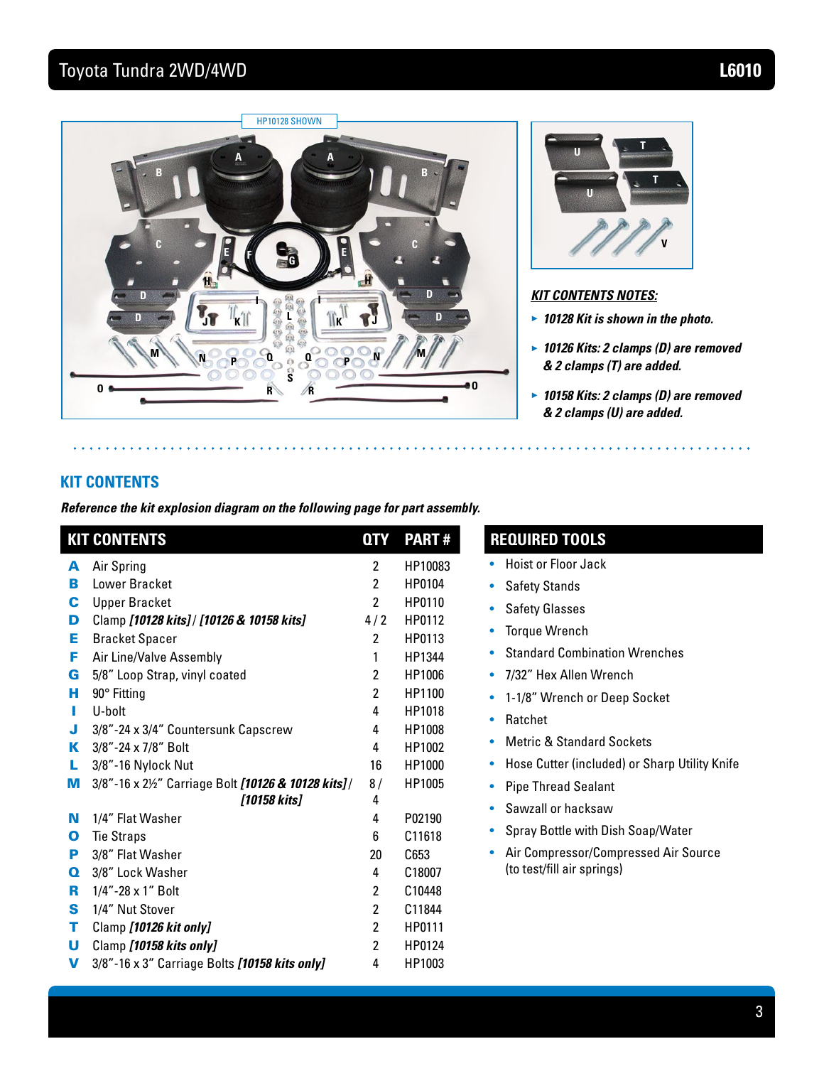# Toyota Tundra 2WD/4WD — L6010

HP10128 SHOWN

***KIT CONTENTS NOTES:***

- ***10128 Kit is shown in the photo.***
- ***10126 Kits: 2 clamps (D) are removed & 2 clamps (T) are added.***
- ***10158 Kits: 2 clamps (D) are removed & 2 clamps (U) are added.***

## KIT CONTENTS

***Reference the kit explosion diagram on the following page for part assembly.***

| | KIT CONTENTS | QTY | PART # |
|---|---|---|---|
| **A** | Air Spring | 2 | HP10083 |
| **B** | Lower Bracket | 2 | HP0104 |
| **C** | Upper Bracket | 2 | HP0110 |
| **D** | Clamp ***[10128 kits]*** / ***[10126 & 10158 kits]*** | 4 / 2 | HP0112 |
| **E** | Bracket Spacer | 2 | HP0113 |
| **F** | Air Line/Valve Assembly | 1 | HP1344 |
| **G** | 5/8" Loop Strap, vinyl coated | 2 | HP1006 |
| **H** | 90° Fitting | 2 | HP1100 |
| **I** | U-bolt | 4 | HP1018 |
| **J** | 3/8"-24 x 3/4" Countersunk Capscrew | 4 | HP1008 |
| **K** | 3/8"-24 x 7/8" Bolt | 4 | HP1002 |
| **L** | 3/8"-16 Nylock Nut | 16 | HP1000 |
| **M** | 3/8"-16 x 2½" Carriage Bolt ***[10126 & 10128 kits]*** / ***[10158 kits]*** | 8 / 4 | HP1005 |
| **N** | 1/4" Flat Washer | 4 | P02190 |
| **O** | Tie Straps | 6 | C11618 |
| **P** | 3/8" Flat Washer | 20 | C653 |
| **Q** | 3/8" Lock Washer | 4 | C18007 |
| **R** | 1/4"-28 x 1" Bolt | 2 | C10448 |
| **S** | 1/4" Nut Stover | 2 | C11844 |
| **T** | Clamp ***[10126 kit only]*** | 2 | HP0111 |
| **U** | Clamp ***[10158 kits only]*** | 2 | HP0124 |
| **V** | 3/8"-16 x 3" Carriage Bolts ***[10158 kits only]*** | 4 | HP1003 |

## REQUIRED TOOLS

- Hoist or Floor Jack
- Safety Stands
- Safety Glasses
- Torque Wrench
- Standard Combination Wrenches
- 7/32" Hex Allen Wrench
- 1-1/8" Wrench or Deep Socket
- Ratchet
- Metric & Standard Sockets
- Hose Cutter (included) or Sharp Utility Knife
- Pipe Thread Sealant
- Sawzall or hacksaw
- Spray Bottle with Dish Soap/Water
- Air Compressor/Compressed Air Source (to test/fill air springs)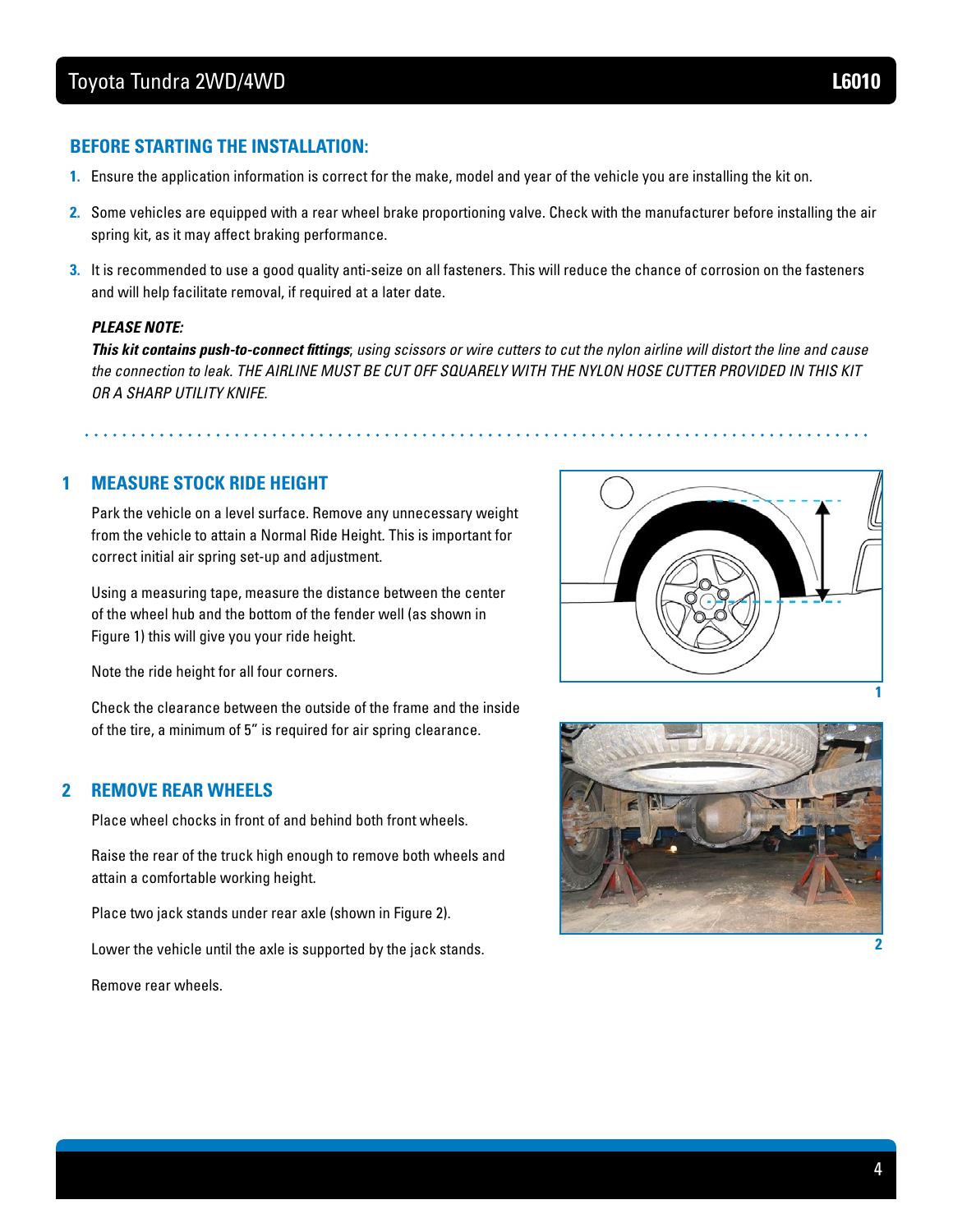## BEFORE STARTING THE INSTALLATION:

1. Ensure the application information is correct for the make, model and year of the vehicle you are installing the kit on.
2. Some vehicles are equipped with a rear wheel brake proportioning valve. Check with the manufacturer before installing the air spring kit, as it may affect braking performance.
3. It is recommended to use a good quality anti-seize on all fasteners. This will reduce the chance of corrosion on the fasteners and will help facilitate removal, if required at a later date.

***PLEASE NOTE:***
***This kit contains push-to-connect fittings****; using scissors or wire cutters to cut the nylon airline will distort the line and cause the connection to leak. THE AIRLINE MUST BE CUT OFF SQUARELY WITH THE NYLON HOSE CUTTER PROVIDED IN THIS KIT OR A SHARP UTILITY KNIFE.*

## 1 MEASURE STOCK RIDE HEIGHT

Park the vehicle on a level surface. Remove any unnecessary weight from the vehicle to attain a Normal Ride Height. This is important for correct initial air spring set-up and adjustment.

Using a measuring tape, measure the distance between the center of the wheel hub and the bottom of the fender well (as shown in Figure 1) this will give you your ride height.

Note the ride height for all four corners.

Check the clearance between the outside of the frame and the inside of the tire, a minimum of 5" is required for air spring clearance.

1

## 2 REMOVE REAR WHEELS

Place wheel chocks in front of and behind both front wheels.

Raise the rear of the truck high enough to remove both wheels and attain a comfortable working height.

Place two jack stands under rear axle (shown in Figure 2).

Lower the vehicle until the axle is supported by the jack stands.

Remove rear wheels.

2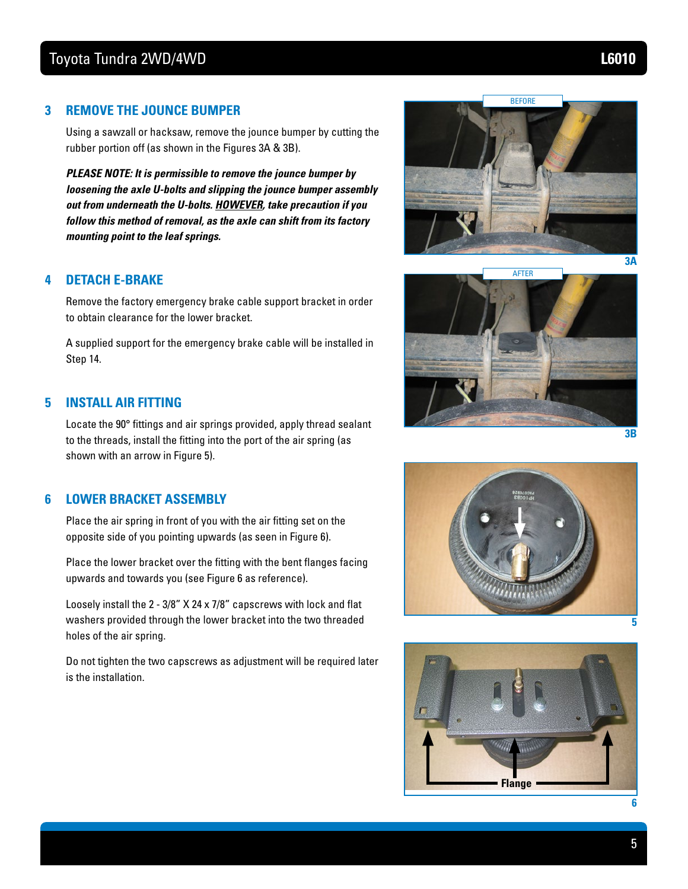## 3 REMOVE THE JOUNCE BUMPER

Using a sawzall or hacksaw, remove the jounce bumper by cutting the rubber portion off (as shown in the Figures 3A & 3B).

***PLEASE NOTE: It is permissible to remove the jounce bumper by loosening the axle U-bolts and slipping the jounce bumper assembly out from underneath the U-bolts. HOWEVER, take precaution if you follow this method of removal, as the axle can shift from its factory mounting point to the leaf springs.***

## 4 DETACH E-BRAKE

Remove the factory emergency brake cable support bracket in order to obtain clearance for the lower bracket.

A supplied support for the emergency brake cable will be installed in Step 14.

## 5 INSTALL AIR FITTING

Locate the 90° fittings and air springs provided, apply thread sealant to the threads, install the fitting into the port of the air spring (as shown with an arrow in Figure 5).

## 6 LOWER BRACKET ASSEMBLY

Place the air spring in front of you with the air fitting set on the opposite side of you pointing upwards (as seen in Figure 6).

Place the lower bracket over the fitting with the bent flanges facing upwards and towards you (see Figure 6 as reference).

Loosely install the 2 - 3/8" X 24 x 7/8" capscrews with lock and flat washers provided through the lower bracket into the two threaded holes of the air spring.

Do not tighten the two capscrews as adjustment will be required later is the installation.

BEFORE

3A

AFTER

3B

5

Flange

6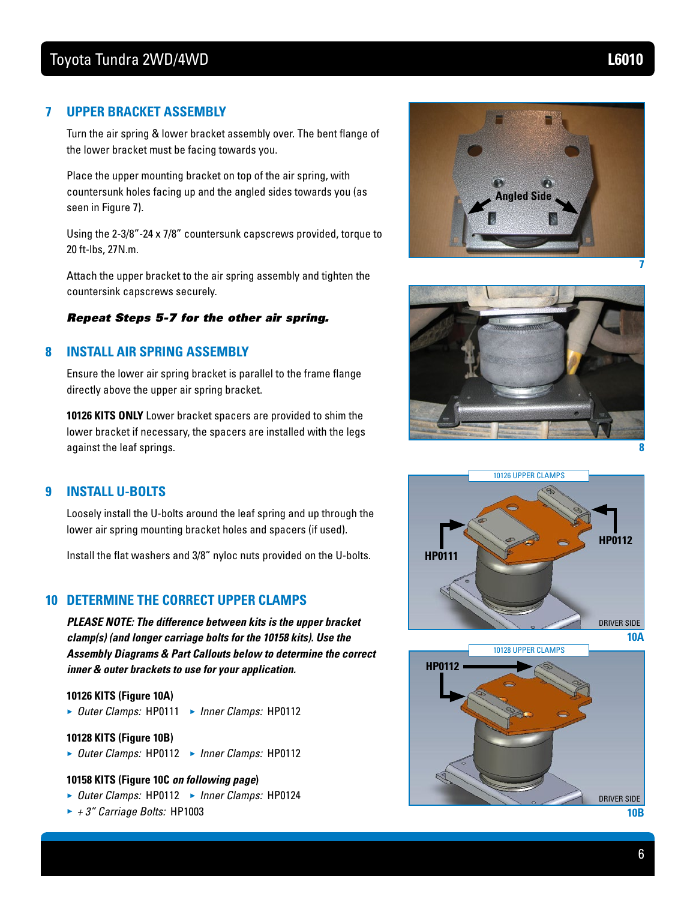## 7 UPPER BRACKET ASSEMBLY

Turn the air spring & lower bracket assembly over. The bent flange of the lower bracket must be facing towards you.

Place the upper mounting bracket on top of the air spring, with countersunk holes facing up and the angled sides towards you (as seen in Figure 7).

Using the 2-3/8"-24 x 7/8" countersunk capscrews provided, torque to 20 ft-lbs, 27N.m.

Attach the upper bracket to the air spring assembly and tighten the countersink capscrews securely.

***Repeat Steps 5-7 for the other air spring.***

## 8 INSTALL AIR SPRING ASSEMBLY

Ensure the lower air spring bracket is parallel to the frame flange directly above the upper air spring bracket.

**10126 KITS ONLY** Lower bracket spacers are provided to shim the lower bracket if necessary, the spacers are installed with the legs against the leaf springs.

## 9 INSTALL U-BOLTS

Loosely install the U-bolts around the leaf spring and up through the lower air spring mounting bracket holes and spacers (if used).

Install the flat washers and 3/8" nyloc nuts provided on the U-bolts.

## 10 DETERMINE THE CORRECT UPPER CLAMPS

***PLEASE NOTE: The difference between kits is the upper bracket clamp(s) (and longer carriage bolts for the 10158 kits). Use the Assembly Diagrams & Part Callouts below to determine the correct inner & outer brackets to use for your application.***

**10126 KITS (Figure 10A)**

- *Outer Clamps:* HP0111 ▸ *Inner Clamps:* HP0112

**10128 KITS (Figure 10B)**

- *Outer Clamps:* HP0112 ▸ *Inner Clamps:* HP0112

**10158 KITS (Figure 10C *on following page*)**

- *Outer Clamps:* HP0112 ▸ *Inner Clamps:* HP0124
- *+ 3" Carriage Bolts:* HP1003

Angled Side

7

8

10126 UPPER CLAMPS

HP0111

HP0112

DRIVER SIDE

10A

10128 UPPER CLAMPS

HP0112

DRIVER SIDE

10B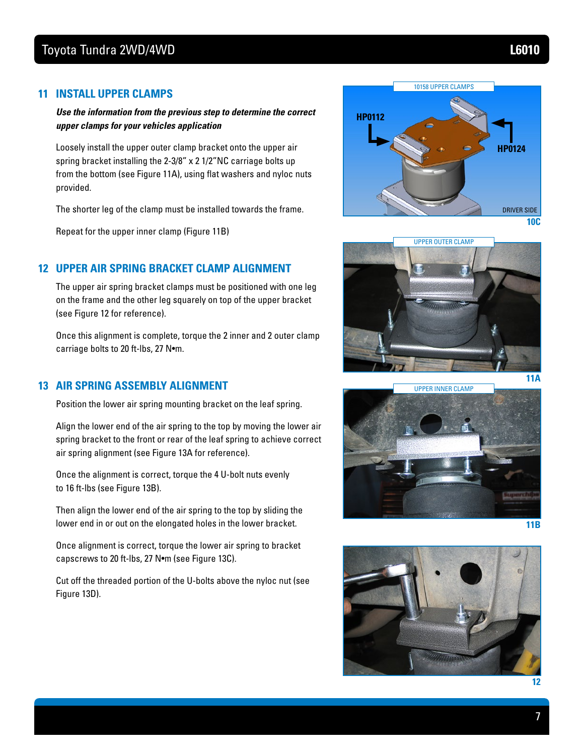## 11 INSTALL UPPER CLAMPS

***Use the information from the previous step to determine the correct upper clamps for your vehicles application***

Loosely install the upper outer clamp bracket onto the upper air spring bracket installing the 2-3/8" x 2 1/2"NC carriage bolts up from the bottom (see Figure 11A), using flat washers and nyloc nuts provided.

The shorter leg of the clamp must be installed towards the frame.

Repeat for the upper inner clamp (Figure 11B)

## 12 UPPER AIR SPRING BRACKET CLAMP ALIGNMENT

The upper air spring bracket clamps must be positioned with one leg on the frame and the other leg squarely on top of the upper bracket (see Figure 12 for reference).

Once this alignment is complete, torque the 2 inner and 2 outer clamp carriage bolts to 20 ft-lbs, 27 N•m.

## 13 AIR SPRING ASSEMBLY ALIGNMENT

Position the lower air spring mounting bracket on the leaf spring.

Align the lower end of the air spring to the top by moving the lower air spring bracket to the front or rear of the leaf spring to achieve correct air spring alignment (see Figure 13A for reference).

Once the alignment is correct, torque the 4 U-bolt nuts evenly to 16 ft-lbs (see Figure 13B).

Then align the lower end of the air spring to the top by sliding the lower end in or out on the elongated holes in the lower bracket.

Once alignment is correct, torque the lower air spring to bracket capscrews to 20 ft-lbs, 27 N•m (see Figure 13C).

Cut off the threaded portion of the U-bolts above the nyloc nut (see Figure 13D).

10158 UPPER CLAMPS — HP0112 — HP0124 — DRIVER SIDE

10C

UPPER OUTER CLAMP

11A

UPPER INNER CLAMP

11B

12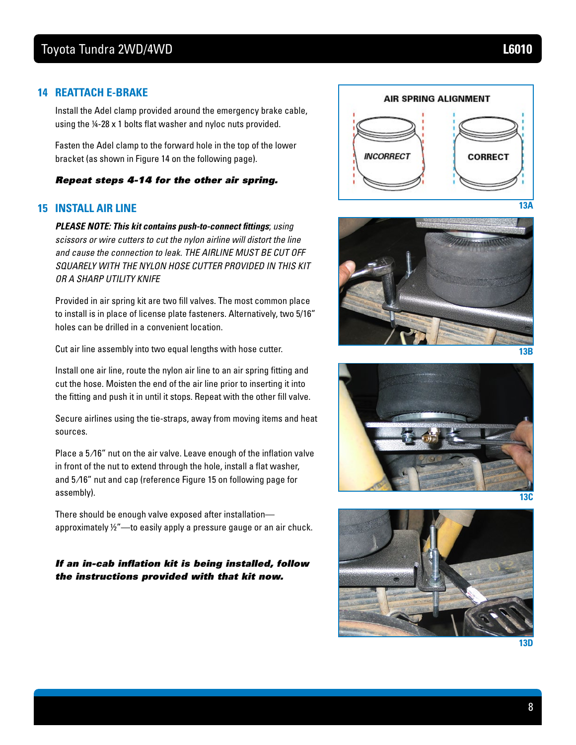## 14 REATTACH E-BRAKE

Install the Adel clamp provided around the emergency brake cable, using the ¼-28 x 1 bolts flat washer and nyloc nuts provided.

Fasten the Adel clamp to the forward hole in the top of the lower bracket (as shown in Figure 14 on the following page).

***Repeat steps 4-14 for the other air spring.***

## 15 INSTALL AIR LINE

***PLEASE NOTE: This kit contains push-to-connect fittings****; using scissors or wire cutters to cut the nylon airline will distort the line and cause the connection to leak. THE AIRLINE MUST BE CUT OFF SQUARELY WITH THE NYLON HOSE CUTTER PROVIDED IN THIS KIT OR A SHARP UTILITY KNIFE*

Provided in air spring kit are two fill valves. The most common place to install is in place of license plate fasteners. Alternatively, two 5/16" holes can be drilled in a convenient location.

Cut air line assembly into two equal lengths with hose cutter.

Install one air line, route the nylon air line to an air spring fitting and cut the hose. Moisten the end of the air line prior to inserting it into the fitting and push it in until it stops. Repeat with the other fill valve.

Secure airlines using the tie-straps, away from moving items and heat sources.

Place a 5⁄16" nut on the air valve. Leave enough of the inflation valve in front of the nut to extend through the hole, install a flat washer, and 5⁄16" nut and cap (reference Figure 15 on following page for assembly).

There should be enough valve exposed after installation—approximately ½"—to easily apply a pressure gauge or an air chuck.

***If an in-cab inflation kit is being installed, follow the instructions provided with that kit now.***

AIR SPRING ALIGNMENT

INCORRECT CORRECT

13A

13B

13C

13D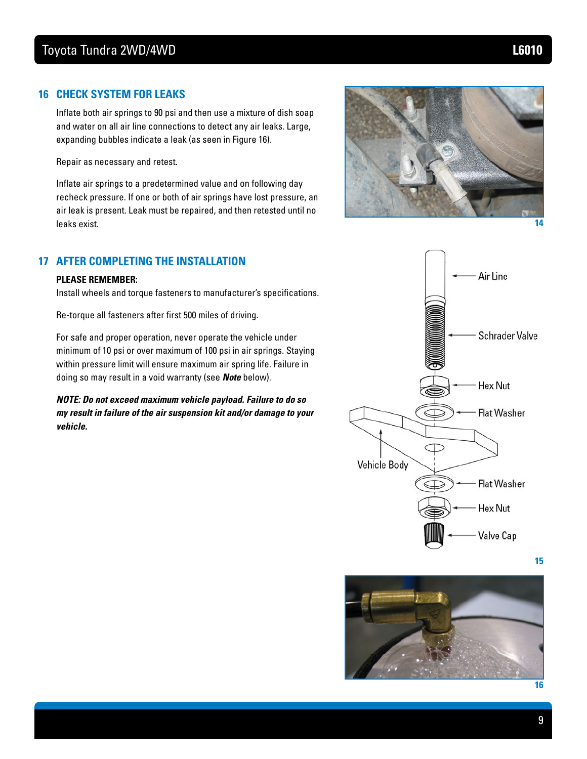## 16 CHECK SYSTEM FOR LEAKS

Inflate both air springs to 90 psi and then use a mixture of dish soap and water on all air line connections to detect any air leaks. Large, expanding bubbles indicate a leak (as seen in Figure 16).

Repair as necessary and retest.

Inflate air springs to a predetermined value and on following day recheck pressure. If one or both of air springs have lost pressure, an air leak is present. Leak must be repaired, and then retested until no leaks exist.

14

Air Line

Schrader Valve

Hex Nut

Flat Washer

Vehicle Body

Flat Washer

Hex Nut

Valve Cap

15

16

## 17 AFTER COMPLETING THE INSTALLATION

**PLEASE REMEMBER:**

Install wheels and torque fasteners to manufacturer's specifications.

Re-torque all fasteners after first 500 miles of driving.

For safe and proper operation, never operate the vehicle under minimum of 10 psi or over maximum of 100 psi in air springs. Staying within pressure limit will ensure maximum air spring life. Failure in doing so may result in a void warranty (see ***Note*** below).

***NOTE: Do not exceed maximum vehicle payload. Failure to do so my result in failure of the air suspension kit and/or damage to your vehicle.***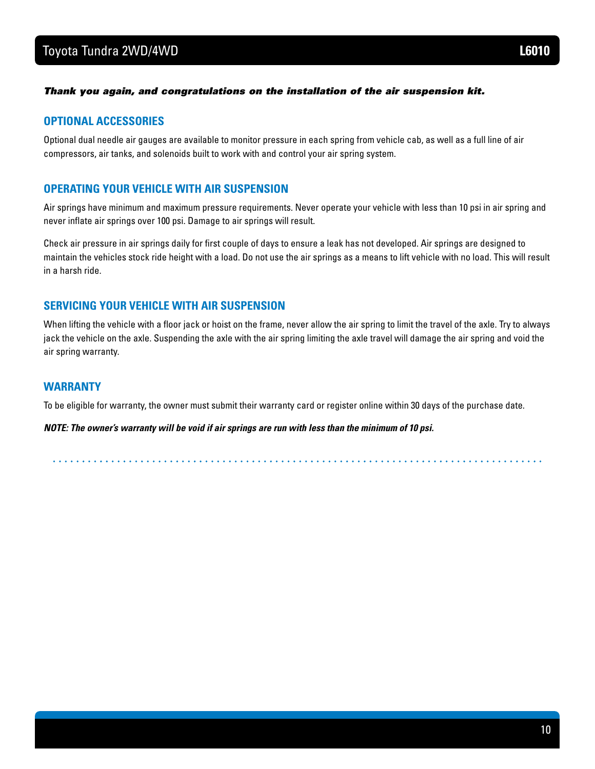***Thank you again, and congratulations on the installation of the air suspension kit.***

## OPTIONAL ACCESSORIES

Optional dual needle air gauges are available to monitor pressure in each spring from vehicle cab, as well as a full line of air compressors, air tanks, and solenoids built to work with and control your air spring system.

## OPERATING YOUR VEHICLE WITH AIR SUSPENSION

Air springs have minimum and maximum pressure requirements. Never operate your vehicle with less than 10 psi in air spring and never inflate air springs over 100 psi. Damage to air springs will result.

Check air pressure in air springs daily for first couple of days to ensure a leak has not developed. Air springs are designed to maintain the vehicles stock ride height with a load. Do not use the air springs as a means to lift vehicle with no load. This will result in a harsh ride.

## SERVICING YOUR VEHICLE WITH AIR SUSPENSION

When lifting the vehicle with a floor jack or hoist on the frame, never allow the air spring to limit the travel of the axle. Try to always jack the vehicle on the axle. Suspending the axle with the air spring limiting the axle travel will damage the air spring and void the air spring warranty.

## WARRANTY

To be eligible for warranty, the owner must submit their warranty card or register online within 30 days of the purchase date.

***NOTE: The owner's warranty will be void if air springs are run with less than the minimum of 10 psi.***